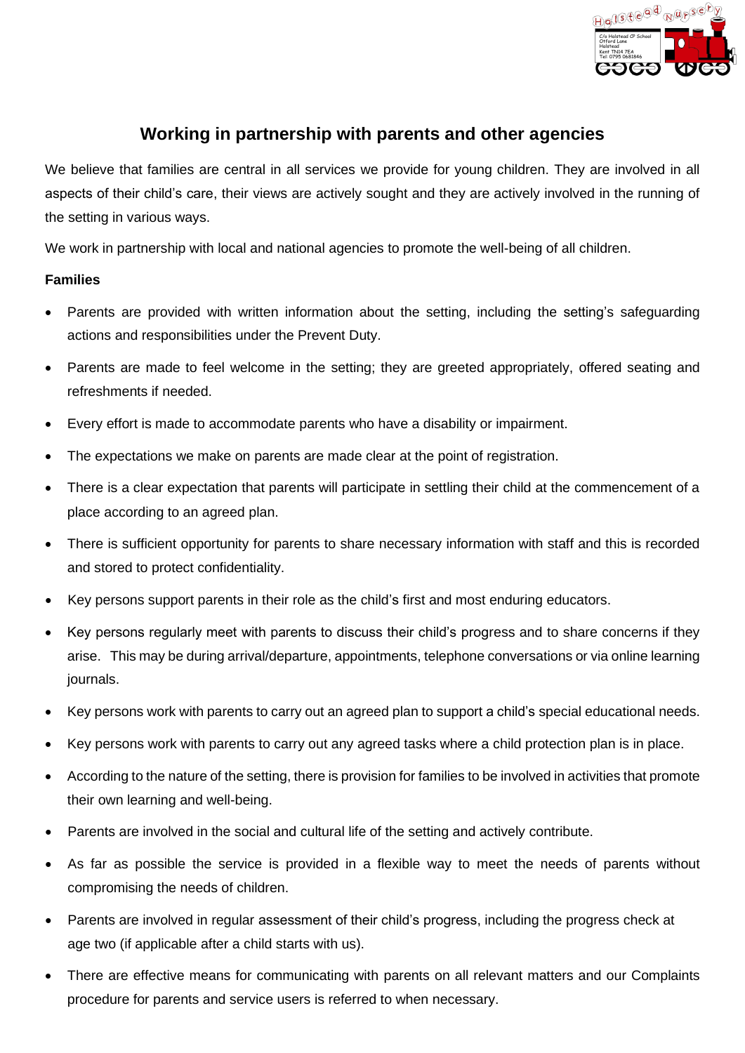# Working in partnership with parents and other agencies

We believe that families are central in all services we provide for young children. They are involved in all aspects of their child's care, their views are actively sought and they are actively involved in the running of the setting in various ways.

We work in partnership with local and national agencies to promote the well-being of all children.

**Families**

- Parents are provided with written information about the setting, including the setting's safeguarding actions and responsibilities under the Prevent Duty.
- Parents are made to feel welcome in the setting; they are greeted appropriately, offered seating and refreshments if needed.
- Every effort is made to accommodate parents who have a disability or impairment.
- The expectations we make on parents are made clear at the point of registration.
- There is a clear expectation that parents will participate in settling their child at the commencement of a place according to an agreed plan.
- There is sufficient opportunity for parents to share necessary information with staff and this is recorded and stored to protect confidentiality.
- Key persons support parents in their role as the child's first and most enduring educators.
- Key persons regularly meet with parents to discuss their child's progress and to share concerns if they arise. This may be during arrival/departure, appointments, telephone conversations or via online learning journals.
- Key persons work with parents to carry out an agreed plan to support a child's special educational needs.
- Key persons work with parents to carry out any agreed tasks where a child protection plan is in place.
- According to the nature of the setting, there is provision for families to be involved in activities that promote their own learning and well-being.
- Parents are involved in the social and cultural life of the setting and actively contribute.
- As far as possible the service is provided in a flexible way to meet the needs of parents without compromising the needs of children.
- Parents are involved in regular assessment of their child's progress, including the progress check at age two (if applicable after a child starts with us).
- There are effective means for communicating with parents on all relevant matters and our Complaints procedure for parents and service users is referred to when necessary.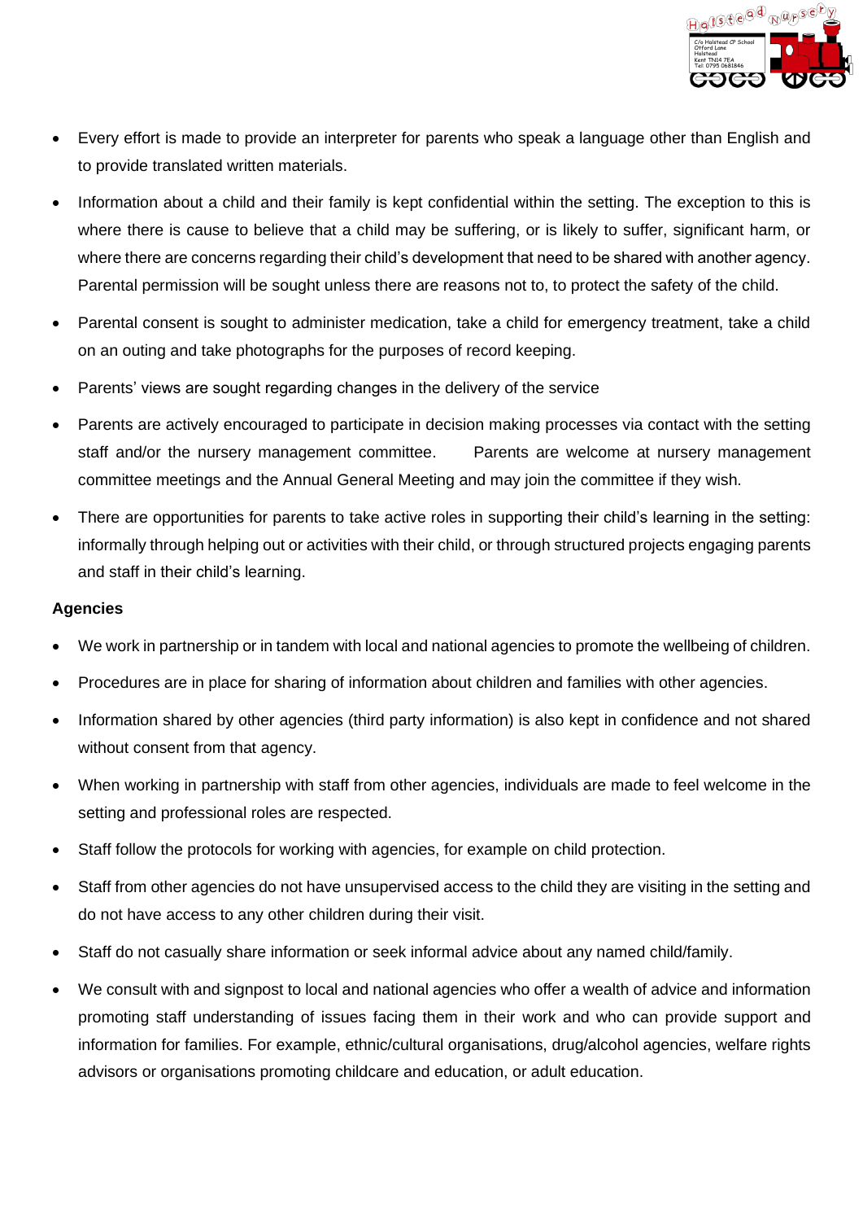- Every effort is made to provide an interpreter for parents who speak a language other than English and to provide translated written materials.
- Information about a child and their family is kept confidential within the setting. The exception to this is where there is cause to believe that a child may be suffering, or is likely to suffer, significant harm, or where there are concerns regarding their child's development that need to be shared with another agency. Parental permission will be sought unless there are reasons not to, to protect the safety of the child.
- Parental consent is sought to administer medication, take a child for emergency treatment, take a child on an outing and take photographs for the purposes of record keeping.
- Parents' views are sought regarding changes in the delivery of the service
- Parents are actively encouraged to participate in decision making processes via contact with the setting staff and/or the nursery management committee. Parents are welcome at nursery management committee meetings and the Annual General Meeting and may join the committee if they wish.
- There are opportunities for parents to take active roles in supporting their child's learning in the setting: informally through helping out or activities with their child, or through structured projects engaging parents and staff in their child's learning.

**Agencies**

- We work in partnership or in tandem with local and national agencies to promote the wellbeing of children.
- Procedures are in place for sharing of information about children and families with other agencies.
- Information shared by other agencies (third party information) is also kept in confidence and not shared without consent from that agency.
- When working in partnership with staff from other agencies, individuals are made to feel welcome in the setting and professional roles are respected.
- Staff follow the protocols for working with agencies, for example on child protection.
- Staff from other agencies do not have unsupervised access to the child they are visiting in the setting and do not have access to any other children during their visit.
- Staff do not casually share information or seek informal advice about any named child/family.
- We consult with and signpost to local and national agencies who offer a wealth of advice and information promoting staff understanding of issues facing them in their work and who can provide support and information for families. For example, ethnic/cultural organisations, drug/alcohol agencies, welfare rights advisors or organisations promoting childcare and education, or adult education.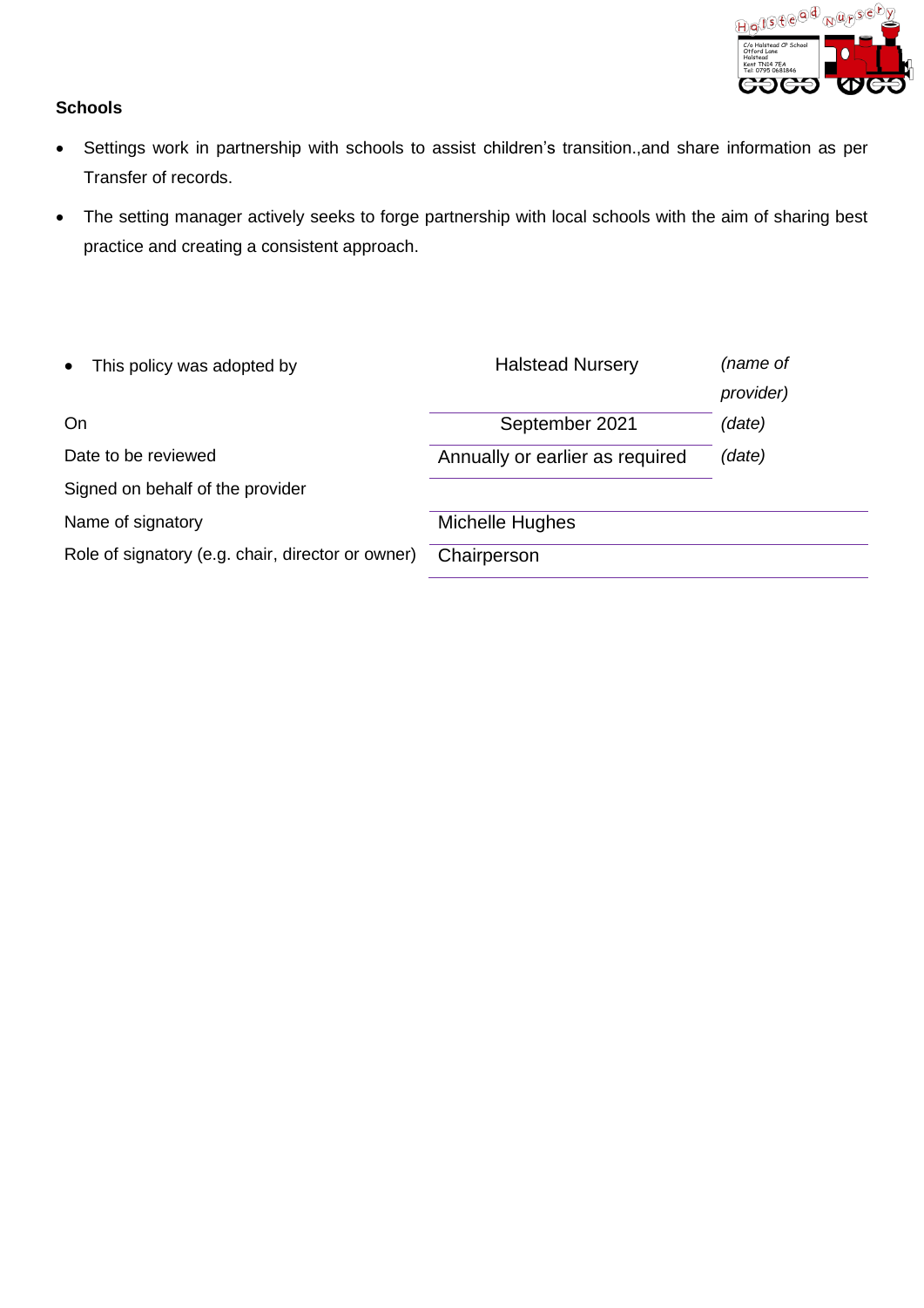**Schools**

- Settings work in partnership with schools to assist children's transition.,and share information as per Transfer of records.
- The setting manager actively seeks to forge partnership with local schools with the aim of sharing best practice and creating a consistent approach.

| | | |
|---|---|---|
| • This policy was adopted by | Halstead Nursery | *(name of provider)* |
| On | September 2021 | *(date)* |
| Date to be reviewed | Annually or earlier as required | *(date)* |
| Signed on behalf of the provider | | |
| Name of signatory | Michelle Hughes | |
| Role of signatory (e.g. chair, director or owner) | Chairperson | |